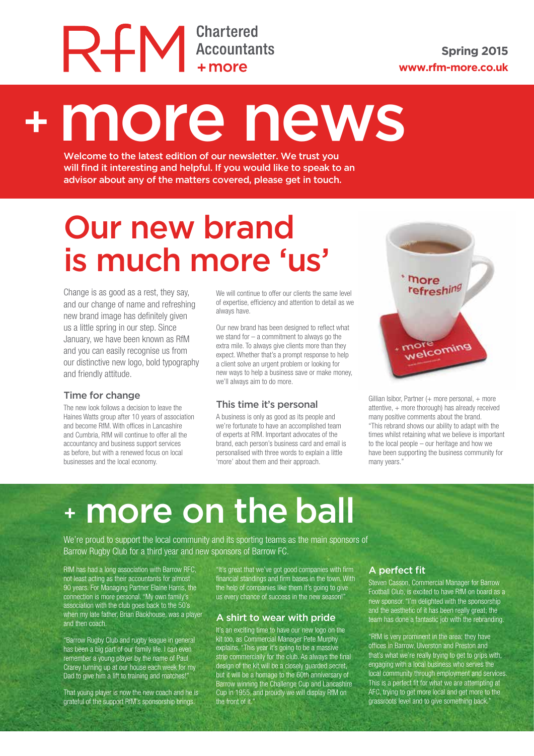RfM Chartered Accountants + more

Spring 2015
www.rfm-more.co.uk

# + more news

**Welcome to the latest edition of our newsletter. We trust you will find it interesting and helpful. If you would like to speak to an advisor about any of the matters covered, please get in touch.**

## Our new brand is much more 'us'

Change is as good as a rest, they say, and our change of name and refreshing new brand image has definitely given us a little spring in our step. Since January, we have been known as RfM and you can easily recognise us from our distinctive new logo, bold typography and friendly attitude.

### Time for change

The new look follows a decision to leave the Haines Watts group after 10 years of association and become RfM. With offices in Lancashire and Cumbria, RfM will continue to offer all the accountancy and business support services as before, but with a renewed focus on local businesses and the local economy.

We will continue to offer our clients the same level of expertise, efficiency and attention to detail as we always have.

Our new brand has been designed to reflect what we stand for – a commitment to always go the extra mile. To always give clients more than they expect. Whether that's a prompt response to help a client solve an urgent problem or looking for new ways to help a business save or make money, we'll always aim to do more.

### This time it's personal

A business is only as good as its people and we're fortunate to have an accomplished team of experts at RfM. Important advocates of the brand, each person's business card and email is personalised with three words to explain a little 'more' about them and their approach.

Gillian Isibor, Partner (+ more personal, + more attentive, + more thorough) has already received many positive comments about the brand. "This rebrand shows our ability to adapt with the times whilst retaining what we believe is important to the local people – our heritage and how we have been supporting the business community for many years."

# + more on the ball

We're proud to support the local community and its sporting teams as the main sponsors of Barrow Rugby Club for a third year and new sponsors of Barrow FC.

RfM has had a long association with Barrow RFC, not least acting as their accountants for almost 90 years. For Managing Partner Elaine Harris, the connection is more personal. "My own family's association with the club goes back to the 50's when my late father, Brian Backhouse, was a player and then coach.

"Barrow Rugby Club and rugby league in general has been a big part of our family life. I can even remember a young player by the name of Paul Carey turning up at our house each week for my Dad to give him a lift to training and matches!"

That young player is now the new coach and he is grateful of the support RfM's sponsorship brings.

"It's great that we've got good companies with firm financial standings and firm bases in the town. With the help of companies like them it's going to give us every chance of success in the new season!"

### A shirt to wear with pride

It's an exciting time to have our new logo on the kit too, as Commercial Manager Pete Murphy explains, "This year it's going to be a massive strip commercially for the club. As always the final design of the kit will be a closely guarded secret, but it will be a homage to the 60th anniversary of Barrow winning the Challenge Cup and Lancashire Cup in 1955, and proudly we will display RfM on the front of it."

### A perfect fit

Steven Casson, Commercial Manager for Barrow Football Club, is excited to have RfM on board as a new sponsor. "I'm delighted with the sponsorship and the aesthetic of it has been really great; the team has done a fantastic job with the rebranding.

"RfM is very prominent in the area; they have offices in Barrow, Ulverston and Preston and that's what we're really trying to get to grips with, engaging with a local business who serves the local community through employment and services. This is a perfect fit for what we are attempting at AFC, trying to get more local and get more to the grassroots level and to give something back."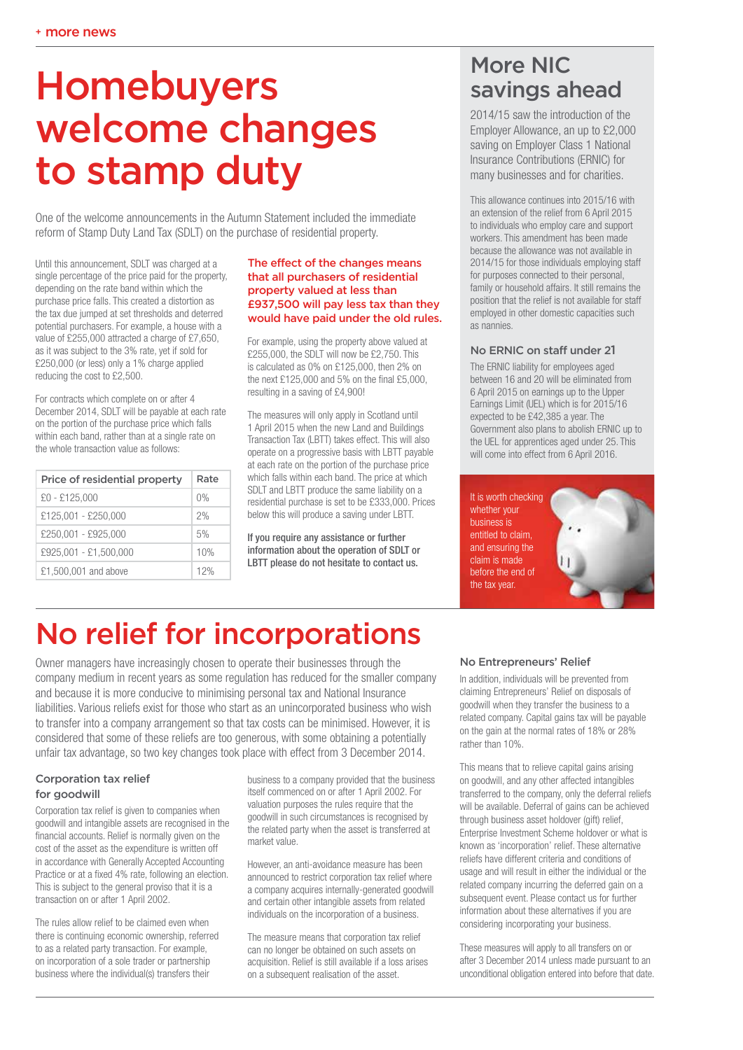+ more news

# Homebuyers welcome changes to stamp duty

One of the welcome announcements in the Autumn Statement included the immediate reform of Stamp Duty Land Tax (SDLT) on the purchase of residential property.

Until this announcement, SDLT was charged at a single percentage of the price paid for the property, depending on the rate band within which the purchase price falls. This created a distortion as the tax due jumped at set thresholds and deterred potential purchasers. For example, a house with a value of £255,000 attracted a charge of £7,650, as it was subject to the 3% rate, yet if sold for £250,000 (or less) only a 1% charge applied reducing the cost to £2,500.

For contracts which complete on or after 4 December 2014, SDLT will be payable at each rate on the portion of the purchase price which falls within each band, rather than at a single rate on the whole transaction value as follows:

| Price of residential property | Rate |
|---|---|
| £0 - £125,000 | 0% |
| £125,001 - £250,000 | 2% |
| £250,001 - £925,000 | 5% |
| £925,001 - £1,500,000 | 10% |
| £1,500,001 and above | 12% |

**The effect of the changes means that all purchasers of residential property valued at less than £937,500 will pay less tax than they would have paid under the old rules.**

For example, using the property above valued at £255,000, the SDLT will now be £2,750. This is calculated as 0% on £125,000, then 2% on the next £125,000 and 5% on the final £5,000, resulting in a saving of £4,900!

The measures will only apply in Scotland until 1 April 2015 when the new Land and Buildings Transaction Tax (LBTT) takes effect. This will also operate on a progressive basis with LBTT payable at each rate on the portion of the purchase price which falls within each band. The price at which SDLT and LBTT produce the same liability on a residential purchase is set to be £333,000. Prices below this will produce a saving under LBTT.

**If you require any assistance or further information about the operation of SDLT or LBTT please do not hesitate to contact us.**

## More NIC savings ahead

2014/15 saw the introduction of the Employer Allowance, an up to £2,000 saving on Employer Class 1 National Insurance Contributions (ERNIC) for many businesses and for charities.

This allowance continues into 2015/16 with an extension of the relief from 6 April 2015 to individuals who employ care and support workers. This amendment has been made because the allowance was not available in 2014/15 for those individuals employing staff for purposes connected to their personal, family or household affairs. It still remains the position that the relief is not available for staff employed in other domestic capacities such as nannies.

### No ERNIC on staff under 21

The ERNIC liability for employees aged between 16 and 20 will be eliminated from 6 April 2015 on earnings up to the Upper Earnings Limit (UEL) which is for 2015/16 expected to be £42,385 a year. The Government also plans to abolish ERNIC up to the UEL for apprentices aged under 25. This will come into effect from 6 April 2016.

It is worth checking whether your business is entitled to claim, and ensuring the claim is made before the end of the tax year.

# No relief for incorporations

Owner managers have increasingly chosen to operate their businesses through the company medium in recent years as some regulation has reduced for the smaller company and because it is more conducive to minimising personal tax and National Insurance liabilities. Various reliefs exist for those who start as an unincorporated business who wish to transfer into a company arrangement so that tax costs can be minimised. However, it is considered that some of these reliefs are too generous, with some obtaining a potentially unfair tax advantage, so two key changes took place with effect from 3 December 2014.

### Corporation tax relief for goodwill

Corporation tax relief is given to companies when goodwill and intangible assets are recognised in the financial accounts. Relief is normally given on the cost of the asset as the expenditure is written off in accordance with Generally Accepted Accounting Practice or at a fixed 4% rate, following an election. This is subject to the general proviso that it is a transaction on or after 1 April 2002.

The rules allow relief to be claimed even when there is continuing economic ownership, referred to as a related party transaction. For example, on incorporation of a sole trader or partnership business where the individual(s) transfers their business to a company provided that the business itself commenced on or after 1 April 2002. For valuation purposes the rules require that the goodwill in such circumstances is recognised by the related party when the asset is transferred at market value.

However, an anti-avoidance measure has been announced to restrict corporation tax relief where a company acquires internally-generated goodwill and certain other intangible assets from related individuals on the incorporation of a business.

The measure means that corporation tax relief can no longer be obtained on such assets on acquisition. Relief is still available if a loss arises on a subsequent realisation of the asset.

### No Entrepreneurs' Relief

In addition, individuals will be prevented from claiming Entrepreneurs' Relief on disposals of goodwill when they transfer the business to a related company. Capital gains tax will be payable on the gain at the normal rates of 18% or 28% rather than 10%.

This means that to relieve capital gains arising on goodwill, and any other affected intangibles transferred to the company, only the deferral reliefs will be available. Deferral of gains can be achieved through business asset holdover (gift) relief, Enterprise Investment Scheme holdover or what is known as 'incorporation' relief. These alternative reliefs have different criteria and conditions of usage and will result in either the individual or the related company incurring the deferred gain on a subsequent event. Please contact us for further information about these alternatives if you are considering incorporating your business.

These measures will apply to all transfers on or after 3 December 2014 unless made pursuant to an unconditional obligation entered into before that date.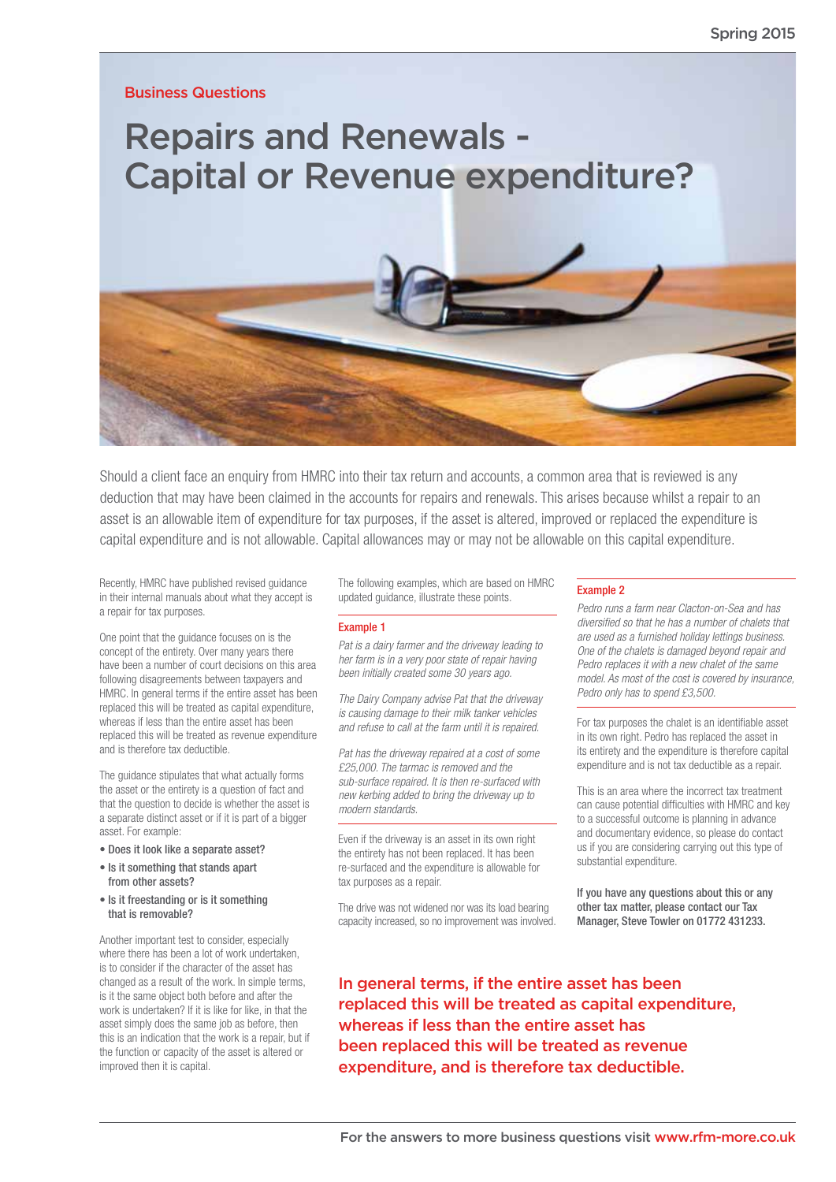Business Questions

# Repairs and Renewals - Capital or Revenue expenditure?

Should a client face an enquiry from HMRC into their tax return and accounts, a common area that is reviewed is any deduction that may have been claimed in the accounts for repairs and renewals. This arises because whilst a repair to an asset is an allowable item of expenditure for tax purposes, if the asset is altered, improved or replaced the expenditure is capital expenditure and is not allowable. Capital allowances may or may not be allowable on this capital expenditure.

Recently, HMRC have published revised guidance in their internal manuals about what they accept is a repair for tax purposes.

One point that the guidance focuses on is the concept of the entirety. Over many years there have been a number of court decisions on this area following disagreements between taxpayers and HMRC. In general terms if the entire asset has been replaced this will be treated as capital expenditure, whereas if less than the entire asset has been replaced this will be treated as revenue expenditure and is therefore tax deductible.

The guidance stipulates that what actually forms the asset or the entirety is a question of fact and that the question to decide is whether the asset is a separate distinct asset or if it is part of a bigger asset. For example:

- Does it look like a separate asset?
- Is it something that stands apart from other assets?
- Is it freestanding or is it something that is removable?

Another important test to consider, especially where there has been a lot of work undertaken, is to consider if the character of the asset has changed as a result of the work. In simple terms, is it the same object both before and after the work is undertaken? If it is like for like, in that the asset simply does the same job as before, then this is an indication that the work is a repair, but if the function or capacity of the asset is altered or improved then it is capital.

The following examples, which are based on HMRC updated guidance, illustrate these points.

### Example 1

*Pat is a dairy farmer and the driveway leading to her farm is in a very poor state of repair having been initially created some 30 years ago.*

*The Dairy Company advise Pat that the driveway is causing damage to their milk tanker vehicles and refuse to call at the farm until it is repaired.*

*Pat has the driveway repaired at a cost of some £25,000. The tarmac is removed and the sub-surface repaired. It is then re-surfaced with new kerbing added to bring the driveway up to modern standards.*

Even if the driveway is an asset in its own right the entirety has not been replaced. It has been re-surfaced and the expenditure is allowable for tax purposes as a repair.

The drive was not widened nor was its load bearing capacity increased, so no improvement was involved.

### Example 2

*Pedro runs a farm near Clacton-on-Sea and has diversified so that he has a number of chalets that are used as a furnished holiday lettings business. One of the chalets is damaged beyond repair and Pedro replaces it with a new chalet of the same model. As most of the cost is covered by insurance, Pedro only has to spend £3,500.*

For tax purposes the chalet is an identifiable asset in its own right. Pedro has replaced the asset in its entirety and the expenditure is therefore capital expenditure and is not tax deductible as a repair.

This is an area where the incorrect tax treatment can cause potential difficulties with HMRC and key to a successful outcome is planning in advance and documentary evidence, so please do contact us if you are considering carrying out this type of substantial expenditure.

**If you have any questions about this or any other tax matter, please contact our Tax Manager, Steve Towler on 01772 431233.**

**In general terms, if the entire asset has been replaced this will be treated as capital expenditure, whereas if less than the entire asset has been replaced this will be treated as revenue expenditure, and is therefore tax deductible.**

For the answers to more business questions visit www.rfm-more.co.uk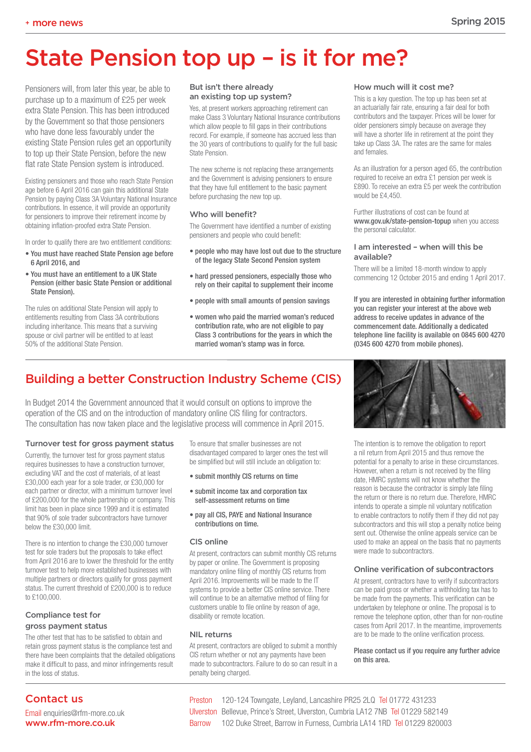# State Pension top up – is it for me?

Pensioners will, from later this year, be able to purchase up to a maximum of £25 per week extra State Pension. This has been introduced by the Government so that those pensioners who have done less favourably under the existing State Pension rules get an opportunity to top up their State Pension, before the new flat rate State Pension system is introduced.

Existing pensioners and those who reach State Pension age before 6 April 2016 can gain this additional State Pension by paying Class 3A Voluntary National Insurance contributions. In essence, it will provide an opportunity for pensioners to improve their retirement income by obtaining inflation-proofed extra State Pension.

In order to qualify there are two entitlement conditions:

- **You must have reached State Pension age before 6 April 2016, and**
- **You must have an entitlement to a UK State Pension (either basic State Pension or additional State Pension).**

The rules on additional State Pension will apply to entitlements resulting from Class 3A contributions including inheritance. This means that a surviving spouse or civil partner will be entitled to at least 50% of the additional State Pension.

### But isn't there already an existing top up system?

Yes, at present workers approaching retirement can make Class 3 Voluntary National Insurance contributions which allow people to fill gaps in their contributions record. For example, if someone has accrued less than the 30 years of contributions to qualify for the full basic State Pension.

The new scheme is not replacing these arrangements and the Government is advising pensioners to ensure that they have full entitlement to the basic payment before purchasing the new top up.

### Who will benefit?

The Government have identified a number of existing pensioners and people who could benefit:

- **people who may have lost out due to the structure of the legacy State Second Pension system**
- **hard pressed pensioners, especially those who rely on their capital to supplement their income**
- **people with small amounts of pension savings**
- **women who paid the married woman's reduced contribution rate, who are not eligible to pay Class 3 contributions for the years in which the married woman's stamp was in force.**

### How much will it cost me?

This is a key question. The top up has been set at an actuarially fair rate, ensuring a fair deal for both contributors and the taxpayer. Prices will be lower for older pensioners simply because on average they will have a shorter life in retirement at the point they take up Class 3A. The rates are the same for males and females.

As an illustration for a person aged 65, the contribution required to receive an extra £1 pension per week is £890. To receive an extra £5 per week the contribution would be £4,450.

Further illustrations of cost can be found at **www.gov.uk/state-pension-topup** when you access the personal calculator.

### I am interested – when will this be available?

There will be a limited 18-month window to apply commencing 12 October 2015 and ending 1 April 2017.

**If you are interested in obtaining further information you can register your interest at the above web address to receive updates in advance of the commencement date. Additionally a dedicated telephone line facility is available on 0845 600 4270 (0345 600 4270 from mobile phones).**

## Building a better Construction Industry Scheme (CIS)

In Budget 2014 the Government announced that it would consult on options to improve the operation of the CIS and on the introduction of mandatory online CIS filing for contractors. The consultation has now taken place and the legislative process will commence in April 2015.

### Turnover test for gross payment status

Currently, the turnover test for gross payment status requires businesses to have a construction turnover, excluding VAT and the cost of materials, of at least £30,000 each year for a sole trader, or £30,000 for each partner or director, with a minimum turnover level of £200,000 for the whole partnership or company. This limit has been in place since 1999 and it is estimated that 90% of sole trader subcontractors have turnover below the £30,000 limit.

There is no intention to change the £30,000 turnover test for sole traders but the proposals to take effect from April 2016 are to lower the threshold for the entity turnover test to help more established businesses with multiple partners or directors qualify for gross payment status. The current threshold of £200,000 is to reduce to £100,000.

### Compliance test for gross payment status

The other test that has to be satisfied to obtain and retain gross payment status is the compliance test and there have been complaints that the detailed obligations make it difficult to pass, and minor infringements result in the loss of status.

To ensure that smaller businesses are not disadvantaged compared to larger ones the test will be simplified but will still include an obligation to:

- **submit monthly CIS returns on time**
- **submit income tax and corporation tax self-assessment returns on time**
- **pay all CIS, PAYE and National Insurance contributions on time.**

### CIS online

At present, contractors can submit monthly CIS returns by paper or online. The Government is proposing mandatory online filing of monthly CIS returns from April 2016. Improvements will be made to the IT systems to provide a better CIS online service. There will continue to be an alternative method of filing for customers unable to file online by reason of age, disability or remote location.

### NIL returns

At present, contractors are obliged to submit a monthly CIS return whether or not any payments have been made to subcontractors. Failure to do so can result in a penalty being charged.

The intention is to remove the obligation to report a nil return from April 2015 and thus remove the potential for a penalty to arise in these circumstances. However, when a return is not received by the filing date, HMRC systems will not know whether the reason is because the contractor is simply late filing the return or there is no return due. Therefore, HMRC intends to operate a simple nil voluntary notification to enable contractors to notify them if they did not pay subcontractors and this will stop a penalty notice being sent out. Otherwise the online appeals service can be used to make an appeal on the basis that no payments were made to subcontractors.

### Online verification of subcontractors

At present, contractors have to verify if subcontractors can be paid gross or whether a withholding tax has to be made from the payments. This verification can be undertaken by telephone or online. The proposal is to remove the telephone option, other than for non-routine cases from April 2017. In the meantime, improvements are to be made to the online verification process.

**Please contact us if you require any further advice on this area.**

## Contact us

Email enquiries@rfm-more.co.uk
**www.rfm-more.co.uk**

Preston 120-124 Towngate, Leyland, Lancashire PR25 2LQ Tel 01772 431233
Ulverston Bellevue, Prince's Street, Ulverston, Cumbria LA12 7NB Tel 01229 582149
Barrow 102 Duke Street, Barrow in Furness, Cumbria LA14 1RD Tel 01229 820003